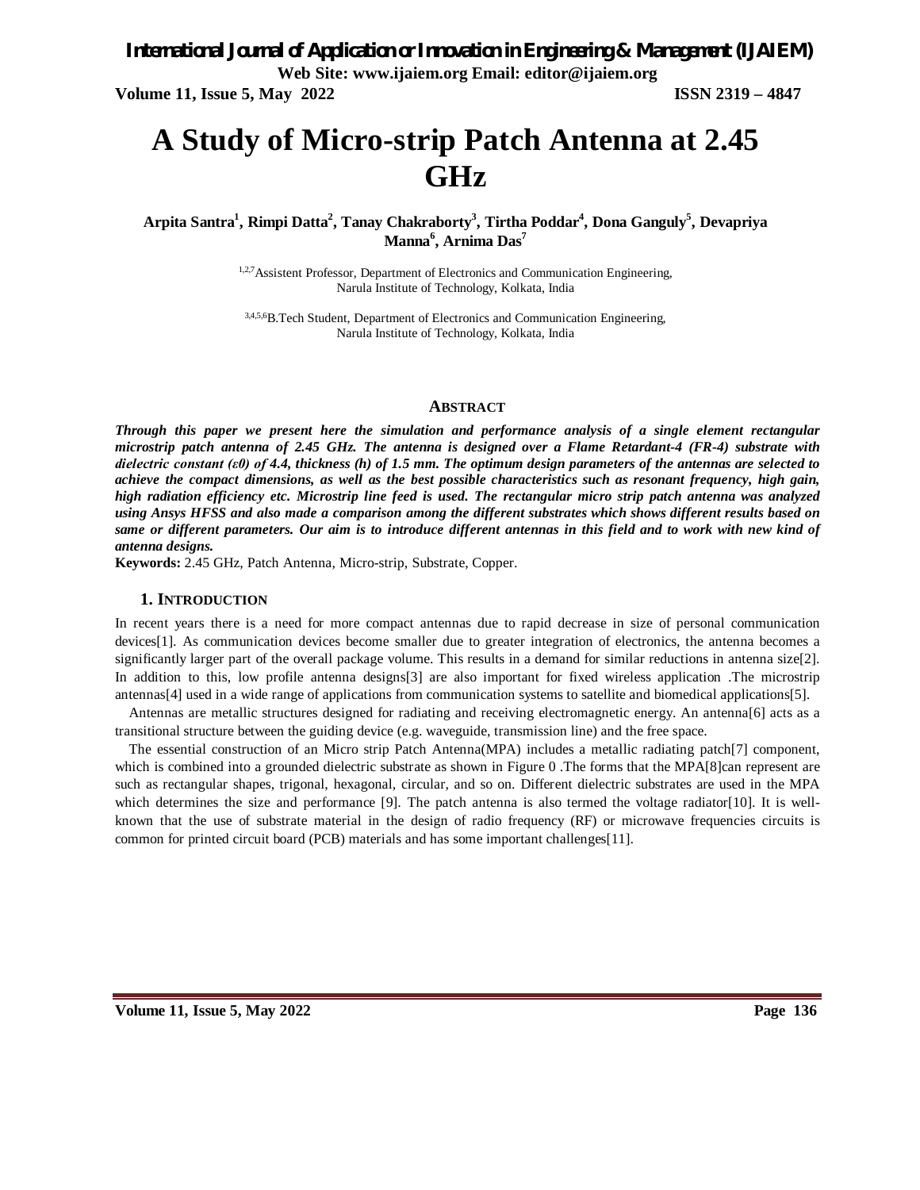# A Study of Micro-strip Patch Antenna at 2.45 GHz

**Arpita Santra[1], Rimpi Datta[2], Tanay Chakraborty[3], Tirtha Poddar[4], Dona Ganguly[5], Devapriya Manna[6], Arnima Das[7]**

[1,2,7]Assistent Professor, Department of Electronics and Communication Engineering, Narula Institute of Technology, Kolkata, India

[3,4,5,6]B.Tech Student, Department of Electronics and Communication Engineering, Narula Institute of Technology, Kolkata, India

## ABSTRACT

***Through this paper we present here the simulation and performance analysis of a single element rectangular microstrip patch antenna of 2.45 GHz. The antenna is designed over a Flame Retardant-4 (FR-4) substrate with dielectric constant ($\varepsilon 0$) of 4.4, thickness (h) of 1.5 mm. The optimum design parameters of the antennas are selected to achieve the compact dimensions, as well as the best possible characteristics such as resonant frequency, high gain, high radiation efficiency etc. Microstrip line feed is used. The rectangular micro strip patch antenna was analyzed using Ansys HFSS and also made a comparison among the different substrates which shows different results based on same or different parameters. Our aim is to introduce different antennas in this field and to work with new kind of antenna designs.***

**Keywords:** 2.45 GHz, Patch Antenna, Micro-strip, Substrate, Copper.

## 1. INTRODUCTION

In recent years there is a need for more compact antennas due to rapid decrease in size of personal communication devices[1]. As communication devices become smaller due to greater integration of electronics, the antenna becomes a significantly larger part of the overall package volume. This results in a demand for similar reductions in antenna size[2]. In addition to this, low profile antenna designs[3] are also important for fixed wireless application .The microstrip antennas[4] used in a wide range of applications from communication systems to satellite and biomedical applications[5].

Antennas are metallic structures designed for radiating and receiving electromagnetic energy. An antenna[6] acts as a transitional structure between the guiding device (e.g. waveguide, transmission line) and the free space.

The essential construction of an Micro strip Patch Antenna(MPA) includes a metallic radiating patch[7] component, which is combined into a grounded dielectric substrate as shown in Figure 0 .The forms that the MPA[8]can represent are such as rectangular shapes, trigonal, hexagonal, circular, and so on. Different dielectric substrates are used in the MPA which determines the size and performance [9]. The patch antenna is also termed the voltage radiator[10]. It is well-known that the use of substrate material in the design of radio frequency (RF) or microwave frequencies circuits is common for printed circuit board (PCB) materials and has some important challenges[11].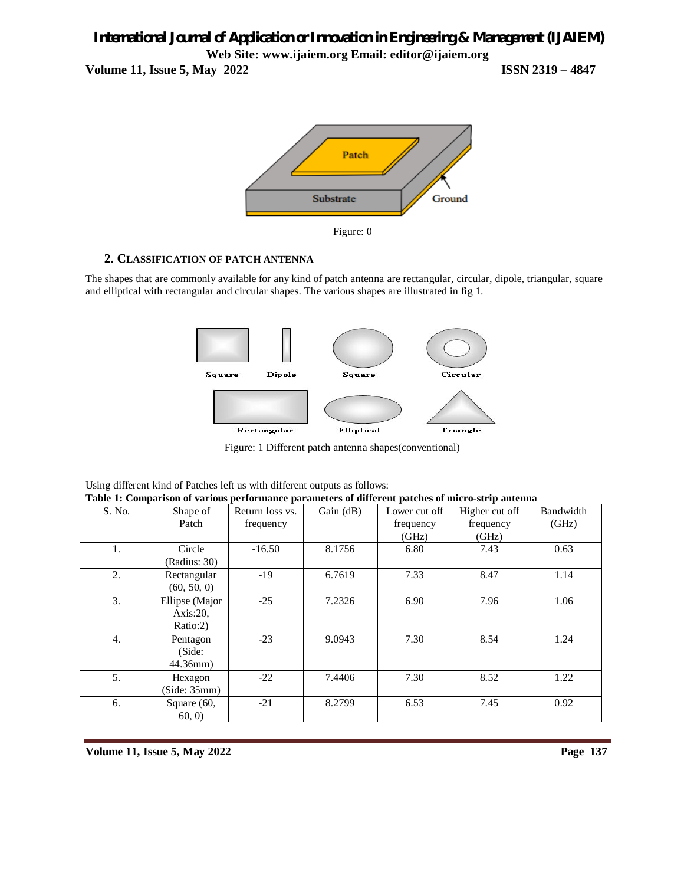Figure: 0

## 2. CLASSIFICATION OF PATCH ANTENNA

The shapes that are commonly available for any kind of patch antenna are rectangular, circular, dipole, triangular, square and elliptical with rectangular and circular shapes. The various shapes are illustrated in fig 1.

Figure: 1 Different patch antenna shapes(conventional)

Using different kind of Patches left us with different outputs as follows:

**Table 1: Comparison of various performance parameters of different patches of micro-strip antenna**

| S. No. | Shape of Patch | Return loss vs. frequency | Gain (dB) | Lower cut off frequency (GHz) | Higher cut off frequency (GHz) | Bandwidth (GHz) |
|---|---|---|---|---|---|---|
| 1. | Circle (Radius: 30) | -16.50 | 8.1756 | 6.80 | 7.43 | 0.63 |
| 2. | Rectangular (60, 50, 0) | -19 | 6.7619 | 7.33 | 8.47 | 1.14 |
| 3. | Ellipse (Major Axis:20, Ratio:2) | -25 | 7.2326 | 6.90 | 7.96 | 1.06 |
| 4. | Pentagon (Side: 44.36mm) | -23 | 9.0943 | 7.30 | 8.54 | 1.24 |
| 5. | Hexagon (Side: 35mm) | -22 | 7.4406 | 7.30 | 8.52 | 1.22 |
| 6. | Square (60, 60, 0) | -21 | 8.2799 | 6.53 | 7.45 | 0.92 |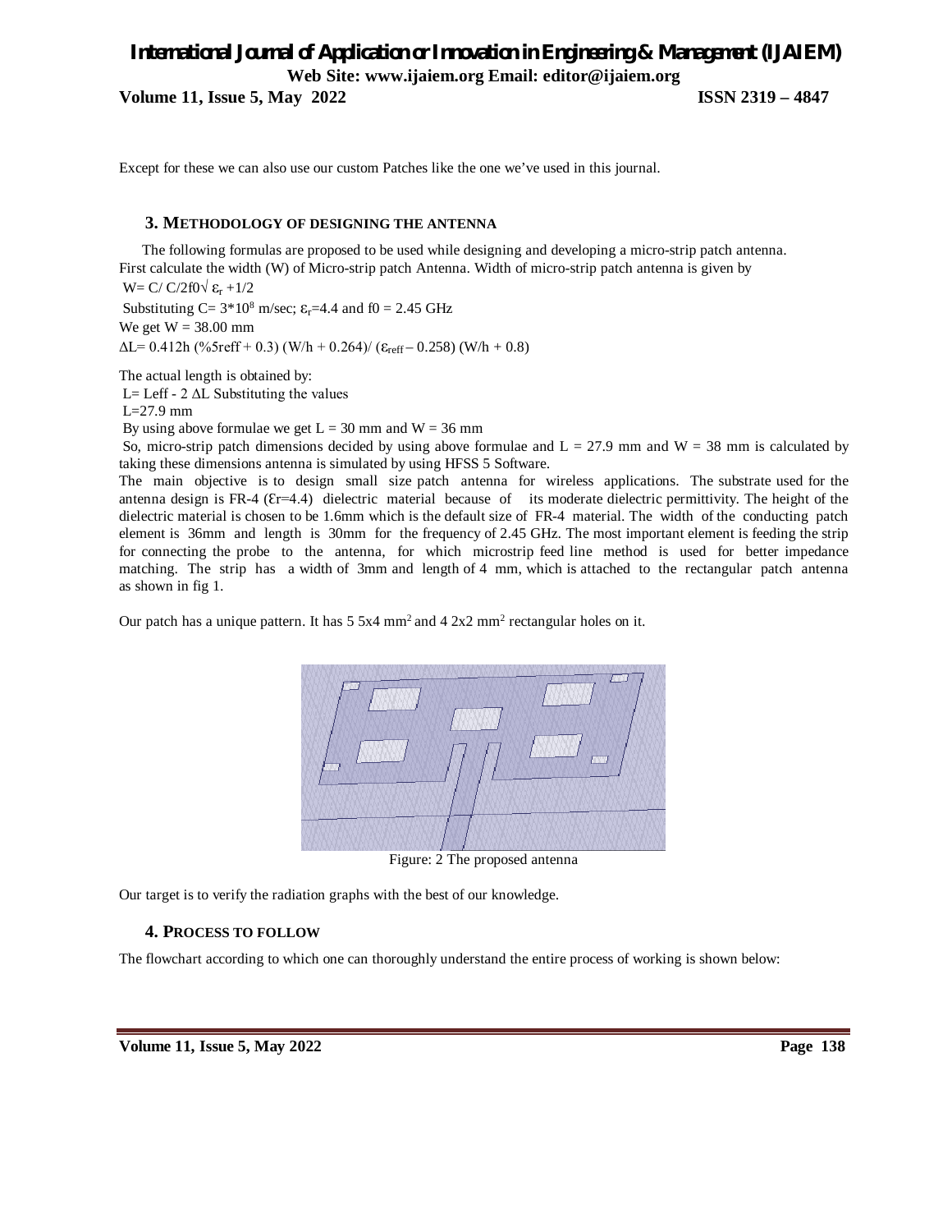Except for these we can also use our custom Patches like the one we've used in this journal.

## 3. METHODOLOGY OF DESIGNING THE ANTENNA

The following formulas are proposed to be used while designing and developing a micro-strip patch antenna. First calculate the width (W) of Micro-strip patch Antenna. Width of micro-strip patch antenna is given by

$W= C/ C/2f0\sqrt{} \varepsilon_r +1/2$

Substituting $C= 3*10^8$ m/sec; $\varepsilon_r$=4.4 and f0 = 2.45 GHz

We get W = 38.00 mm

$\Delta L= 0.412h$ (%5reff + 0.3) (W/h + 0.264)/ ($\varepsilon_{reff}$ – 0.258) (W/h + 0.8)

The actual length is obtained by:

L= Leff - 2 $\Delta$L Substituting the values

L=27.9 mm

By using above formulae we get L = 30 mm and W = 36 mm

So, micro-strip patch dimensions decided by using above formulae and L = 27.9 mm and W = 38 mm is calculated by taking these dimensions antenna is simulated by using HFSS 5 Software.

The main objective is to design small size patch antenna for wireless applications. The substrate used for the antenna design is FR-4 ($\varepsilon$r=4.4) dielectric material because of its moderate dielectric permittivity. The height of the dielectric material is chosen to be 1.6mm which is the default size of FR-4 material. The width of the conducting patch element is 36mm and length is 30mm for the frequency of 2.45 GHz. The most important element is feeding the strip for connecting the probe to the antenna, for which microstrip feed line method is used for better impedance matching. The strip has a width of 3mm and length of 4 mm, which is attached to the rectangular patch antenna as shown in fig 1.

Our patch has a unique pattern. It has 5 5x4 $mm^2$ and 4 2x2 $mm^2$ rectangular holes on it.

Figure: 2 The proposed antenna

Our target is to verify the radiation graphs with the best of our knowledge.

## 4. PROCESS TO FOLLOW

The flowchart according to which one can thoroughly understand the entire process of working is shown below: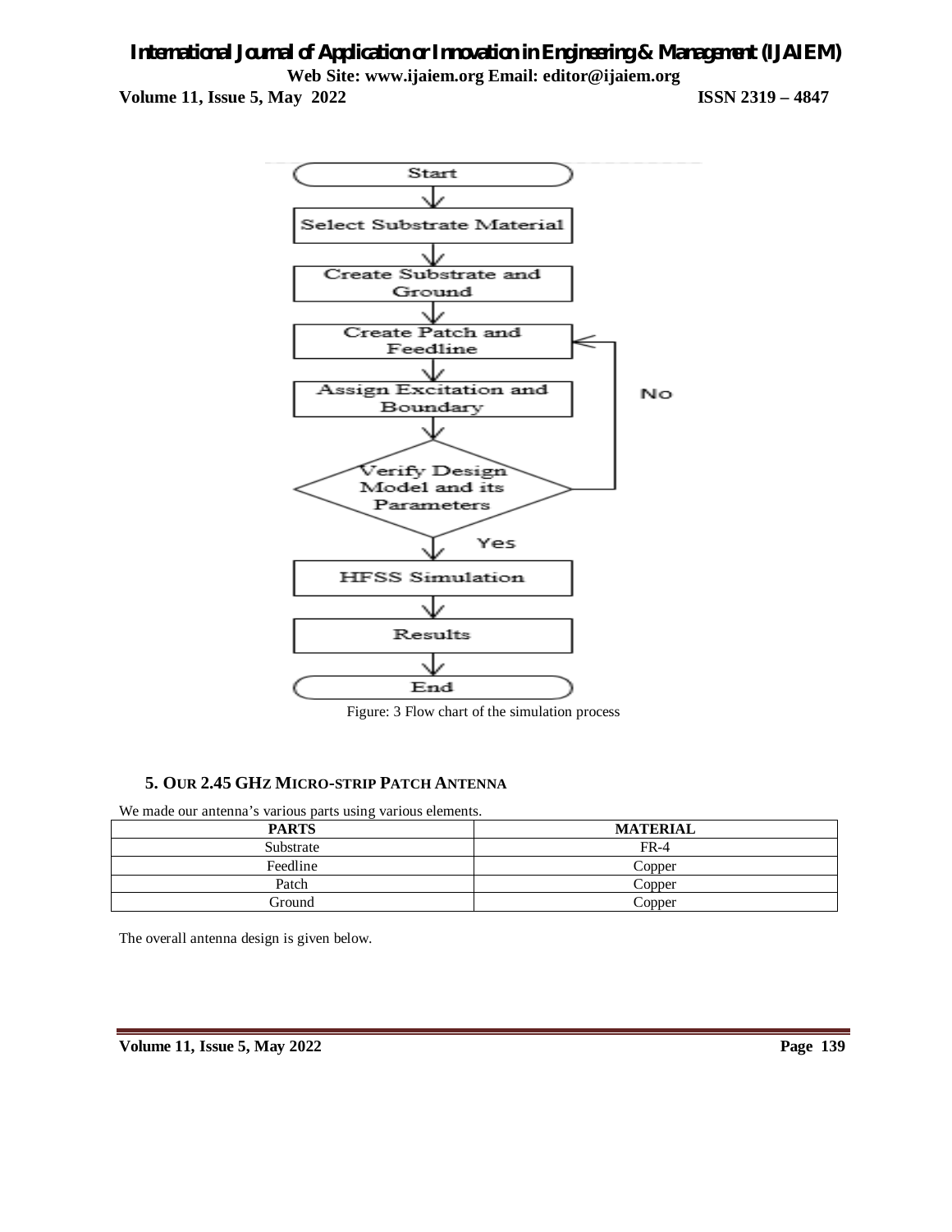Figure: 3 Flow chart of the simulation process

## 5. OUR 2.45 GHZ MICRO-STRIP PATCH ANTENNA

We made our antenna's various parts using various elements.

| PARTS | MATERIAL |
|---|---|
| Substrate | FR-4 |
| Feedline | Copper |
| Patch | Copper |
| Ground | Copper |

The overall antenna design is given below.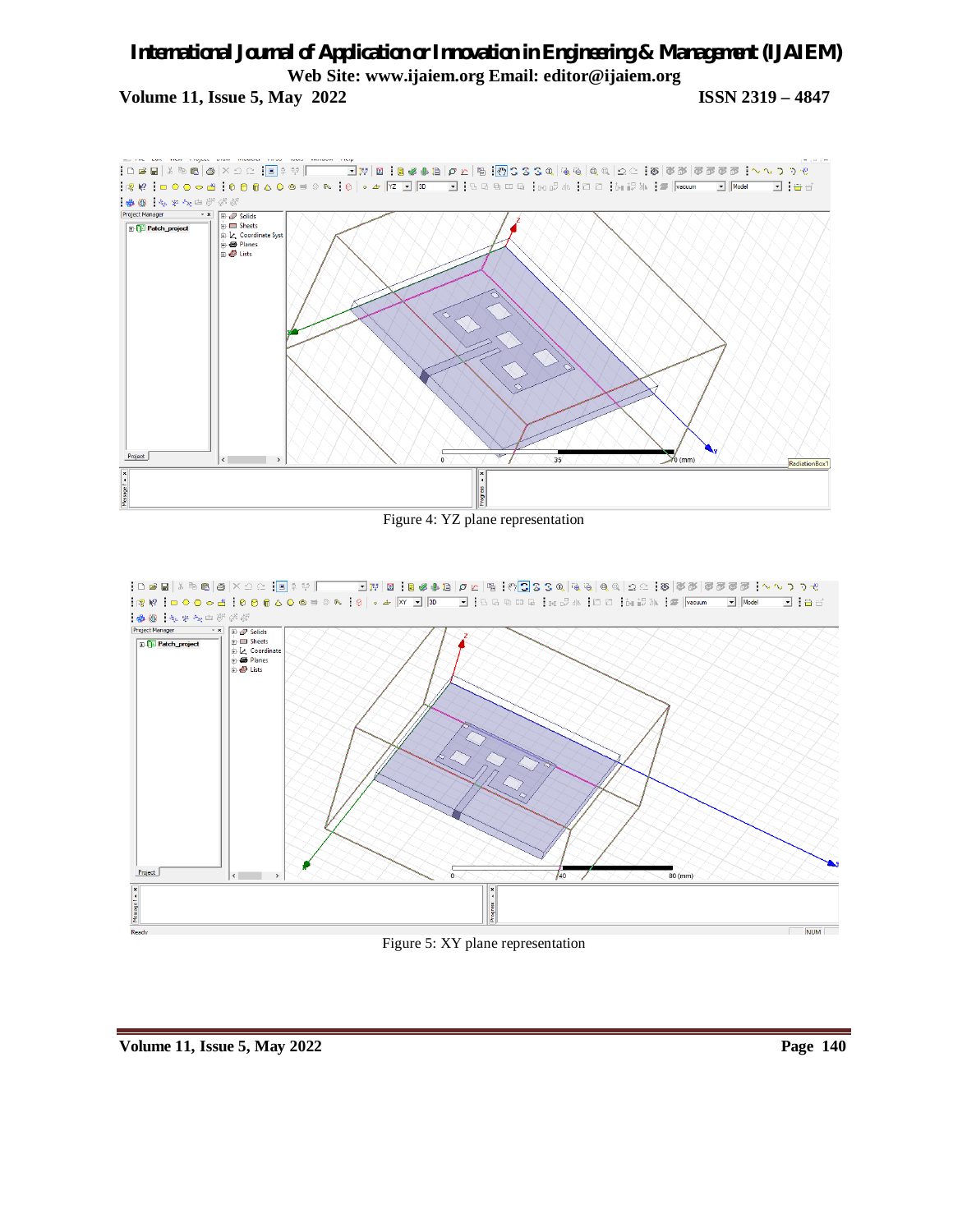Figure 4: YZ plane representation

Figure 5: XY plane representation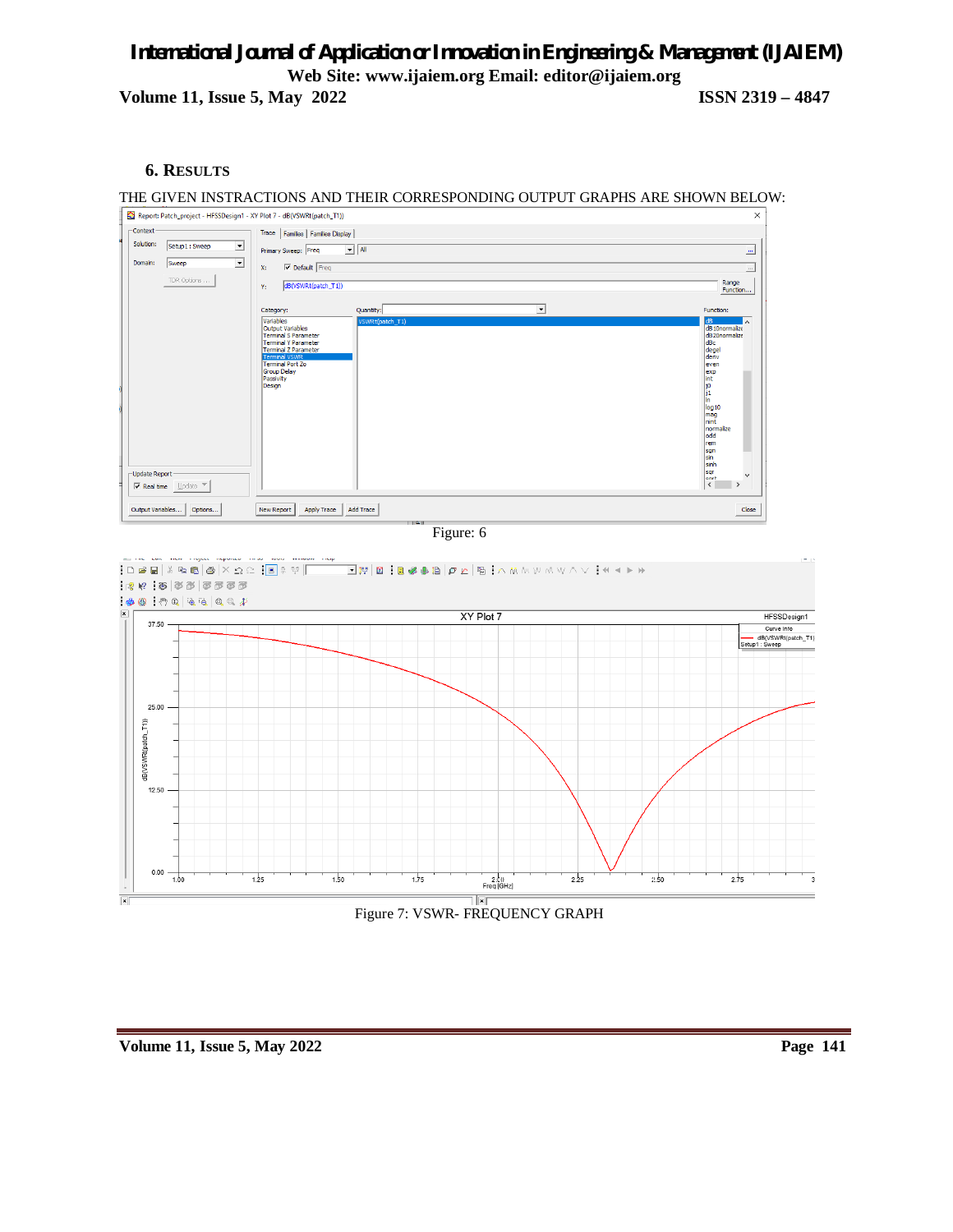## 6. RESULTS

THE GIVEN INSTRACTIONS AND THEIR CORRESPONDING OUTPUT GRAPHS ARE SHOWN BELOW:

Figure: 6

Figure 7: VSWR- FREQUENCY GRAPH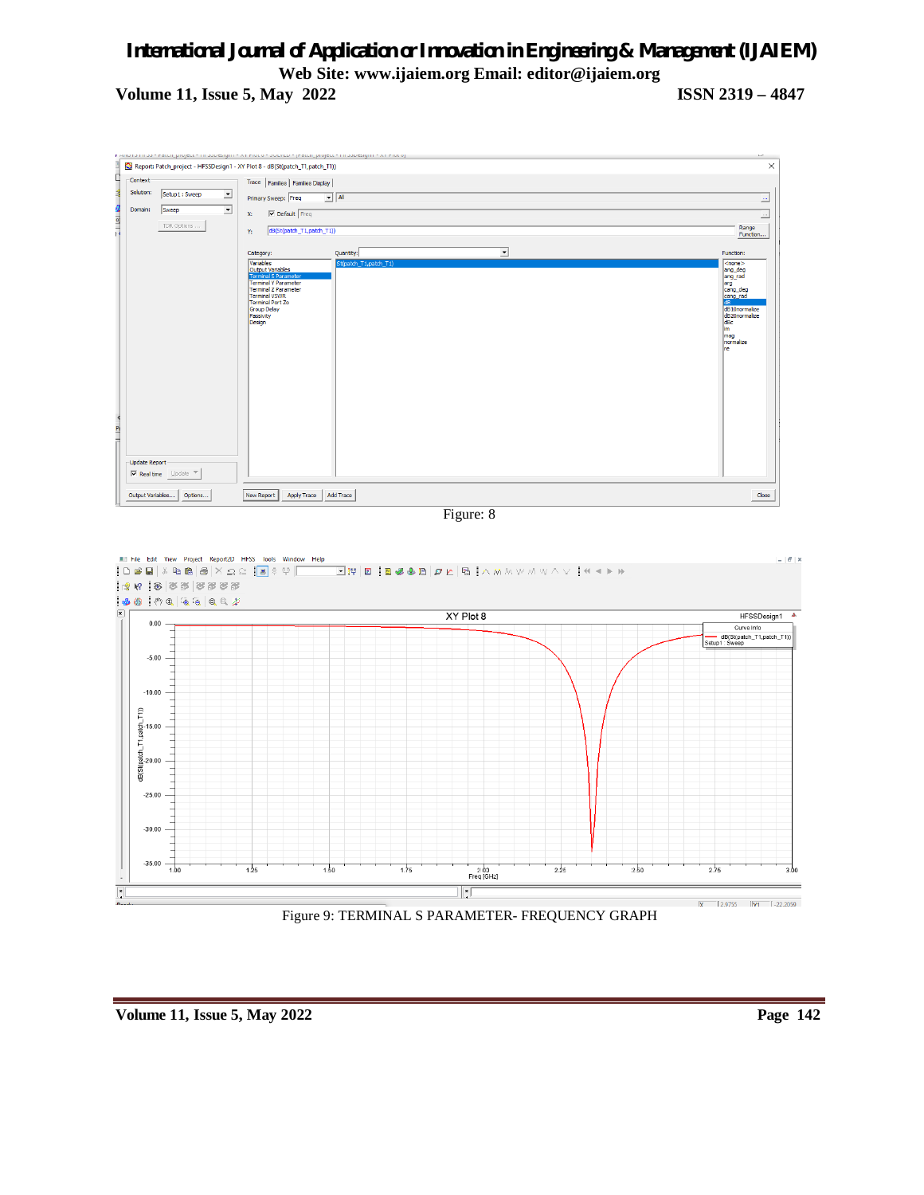Figure: 8

Figure 9: TERMINAL S PARAMETER- FREQUENCY GRAPH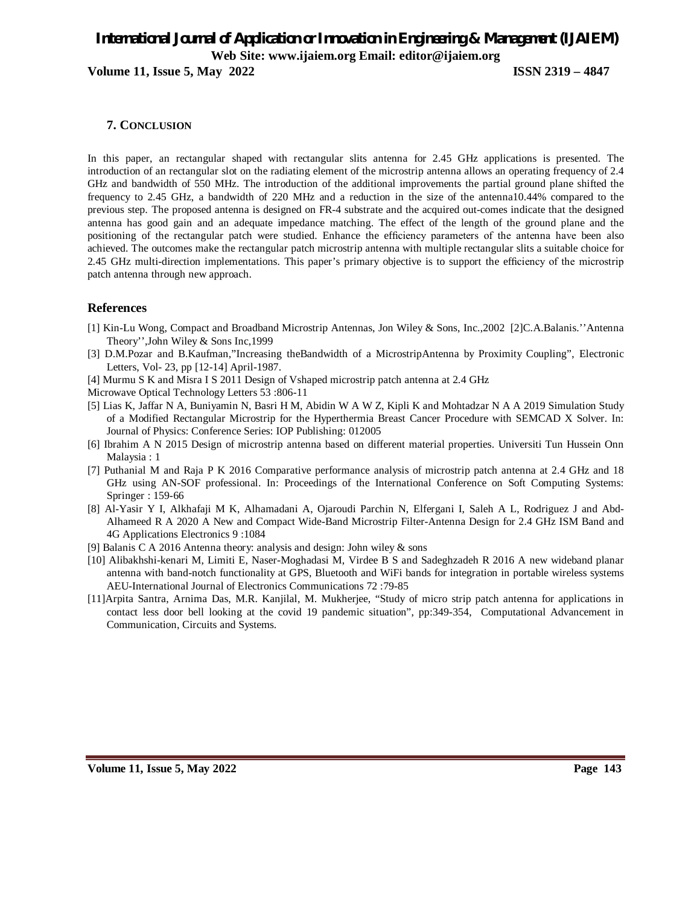## 7. CONCLUSION

In this paper, an rectangular shaped with rectangular slits antenna for 2.45 GHz applications is presented. The introduction of an rectangular slot on the radiating element of the microstrip antenna allows an operating frequency of 2.4 GHz and bandwidth of 550 MHz. The introduction of the additional improvements the partial ground plane shifted the frequency to 2.45 GHz, a bandwidth of 220 MHz and a reduction in the size of the antenna10.44% compared to the previous step. The proposed antenna is designed on FR-4 substrate and the acquired out-comes indicate that the designed antenna has good gain and an adequate impedance matching. The effect of the length of the ground plane and the positioning of the rectangular patch were studied. Enhance the efficiency parameters of the antenna have been also achieved. The outcomes make the rectangular patch microstrip antenna with multiple rectangular slits a suitable choice for 2.45 GHz multi-direction implementations. This paper's primary objective is to support the efficiency of the microstrip patch antenna through new approach.

## References

[1] Kin-Lu Wong, Compact and Broadband Microstrip Antennas, Jon Wiley & Sons, Inc.,2002 [2]C.A.Balanis.''Antenna Theory'',John Wiley & Sons Inc,1999

[3] D.M.Pozar and B.Kaufman,"Increasing theBandwidth of a MicrostripAntenna by Proximity Coupling", Electronic Letters, Vol- 23, pp [12-14] April-1987.

[4] Murmu S K and Misra I S 2011 Design of Vshaped microstrip patch antenna at 2.4 GHz Microwave Optical Technology Letters 53 :806-11

[5] Lias K, Jaffar N A, Buniyamin N, Basri H M, Abidin W A W Z, Kipli K and Mohtadzar N A A 2019 Simulation Study of a Modified Rectangular Microstrip for the Hyperthermia Breast Cancer Procedure with SEMCAD X Solver. In: Journal of Physics: Conference Series: IOP Publishing: 012005

[6] Ibrahim A N 2015 Design of microstrip antenna based on different material properties. Universiti Tun Hussein Onn Malaysia : 1

[7] Puthanial M and Raja P K 2016 Comparative performance analysis of microstrip patch antenna at 2.4 GHz and 18 GHz using AN-SOF professional. In: Proceedings of the International Conference on Soft Computing Systems: Springer : 159-66

[8] Al-Yasir Y I, Alkhafaji M K, Alhamadani A, Ojaroudi Parchin N, Elfergani I, Saleh A L, Rodriguez J and Abd-Alhameed R A 2020 A New and Compact Wide-Band Microstrip Filter-Antenna Design for 2.4 GHz ISM Band and 4G Applications Electronics 9 :1084

[9] Balanis C A 2016 Antenna theory: analysis and design: John wiley & sons

[10] Alibakhshi-kenari M, Limiti E, Naser-Moghadasi M, Virdee B S and Sadeghzadeh R 2016 A new wideband planar antenna with band-notch functionality at GPS, Bluetooth and WiFi bands for integration in portable wireless systems AEU-International Journal of Electronics Communications 72 :79-85

[11]Arpita Santra, Arnima Das, M.R. Kanjilal, M. Mukherjee, "Study of micro strip patch antenna for applications in contact less door bell looking at the covid 19 pandemic situation", pp:349-354, Computational Advancement in Communication, Circuits and Systems.